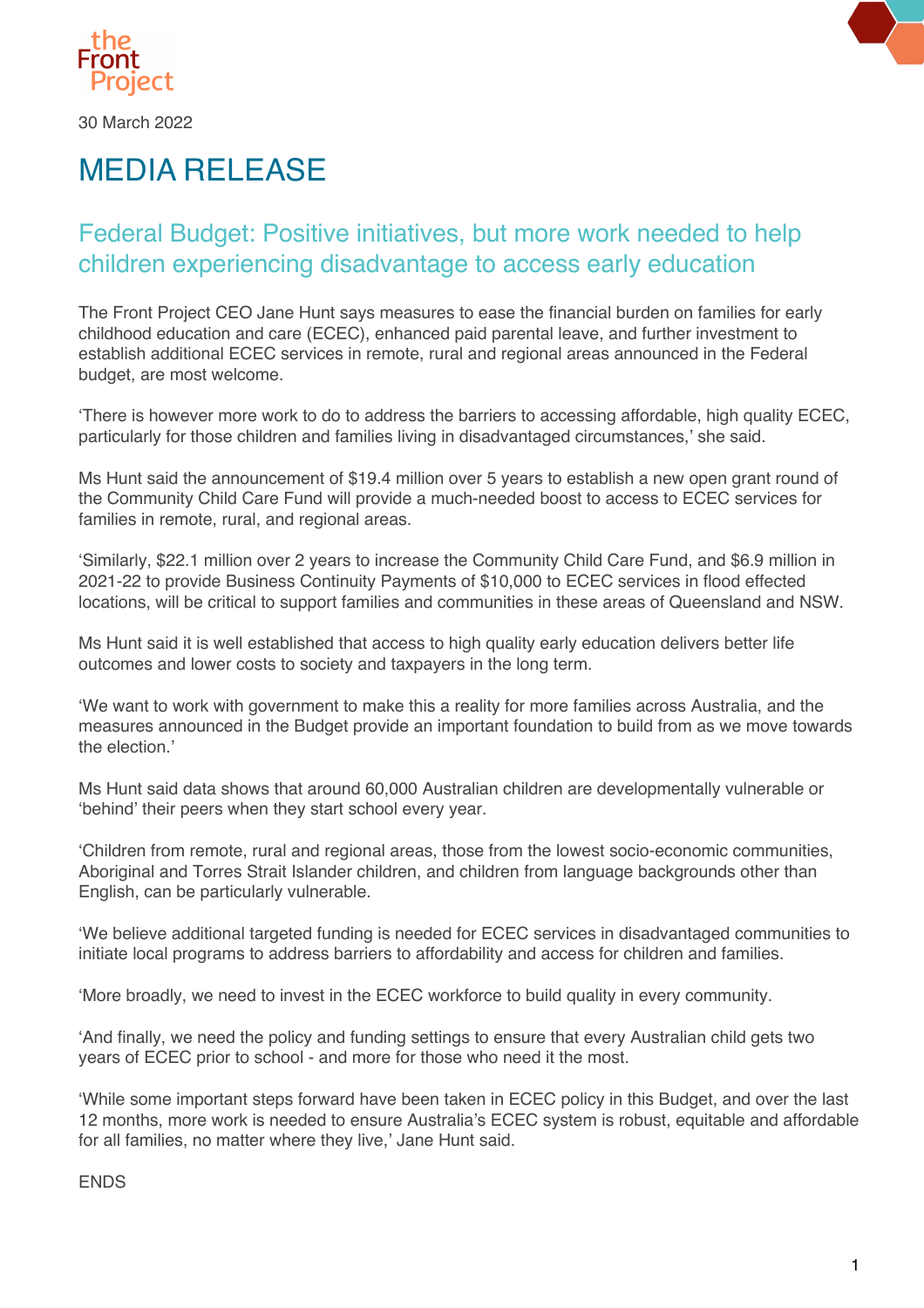the Front Project

30 March 2022

# MEDIA RELEASE

## Federal Budget: Positive initiatives, but more work needed to help children experiencing disadvantage to access early education

The Front Project CEO Jane Hunt says measures to ease the financial burden on families for early childhood education and care (ECEC), enhanced paid parental leave, and further investment to establish additional ECEC services in remote, rural and regional areas announced in the Federal budget, are most welcome.

'There is however more work to do to address the barriers to accessing affordable, high quality ECEC, particularly for those children and families living in disadvantaged circumstances,' she said.

Ms Hunt said the announcement of $19.4 million over 5 years to establish a new open grant round of the Community Child Care Fund will provide a much-needed boost to access to ECEC services for families in remote, rural, and regional areas.

'Similarly, $22.1 million over 2 years to increase the Community Child Care Fund, and $6.9 million in 2021-22 to provide Business Continuity Payments of $10,000 to ECEC services in flood effected locations, will be critical to support families and communities in these areas of Queensland and NSW.

Ms Hunt said it is well established that access to high quality early education delivers better life outcomes and lower costs to society and taxpayers in the long term.

'We want to work with government to make this a reality for more families across Australia, and the measures announced in the Budget provide an important foundation to build from as we move towards the election.'

Ms Hunt said data shows that around 60,000 Australian children are developmentally vulnerable or 'behind' their peers when they start school every year.

'Children from remote, rural and regional areas, those from the lowest socio-economic communities, Aboriginal and Torres Strait Islander children, and children from language backgrounds other than English, can be particularly vulnerable.

'We believe additional targeted funding is needed for ECEC services in disadvantaged communities to initiate local programs to address barriers to affordability and access for children and families.

'More broadly, we need to invest in the ECEC workforce to build quality in every community.

'And finally, we need the policy and funding settings to ensure that every Australian child gets two years of ECEC prior to school - and more for those who need it the most.

'While some important steps forward have been taken in ECEC policy in this Budget, and over the last 12 months, more work is needed to ensure Australia's ECEC system is robust, equitable and affordable for all families, no matter where they live,' Jane Hunt said.

ENDS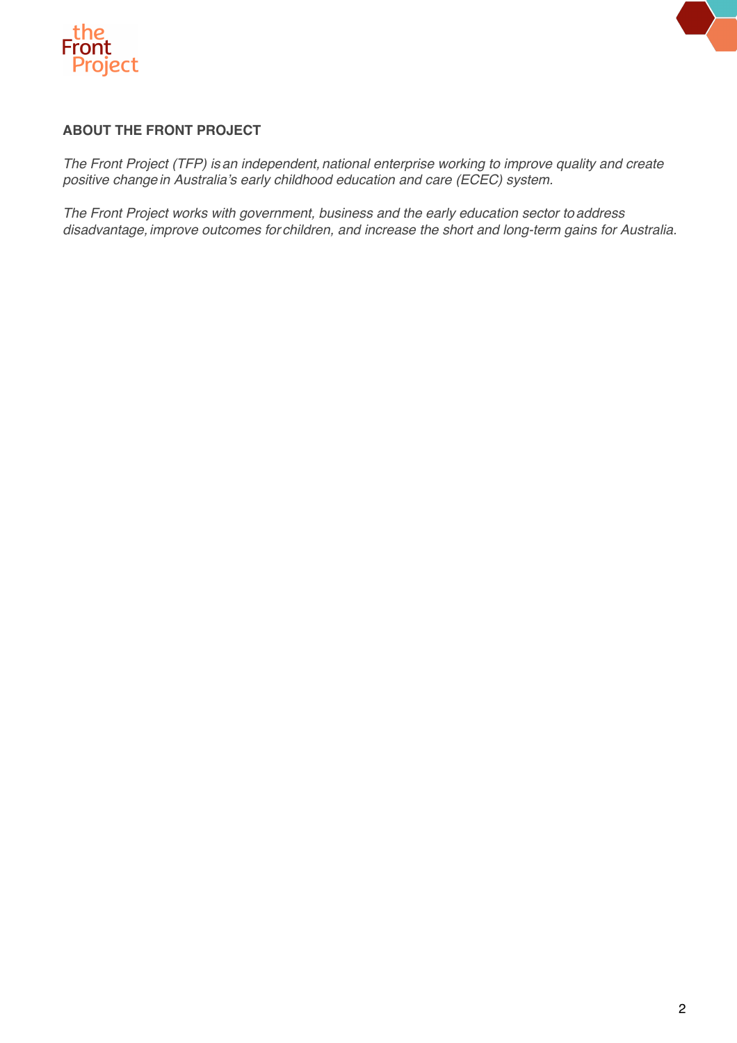## ABOUT THE FRONT PROJECT

*The Front Project (TFP) is an independent, national enterprise working to improve quality and create positive change in Australia's early childhood education and care (ECEC) system.*

*The Front Project works with government, business and the early education sector to address disadvantage, improve outcomes for children, and increase the short and long-term gains for Australia.*